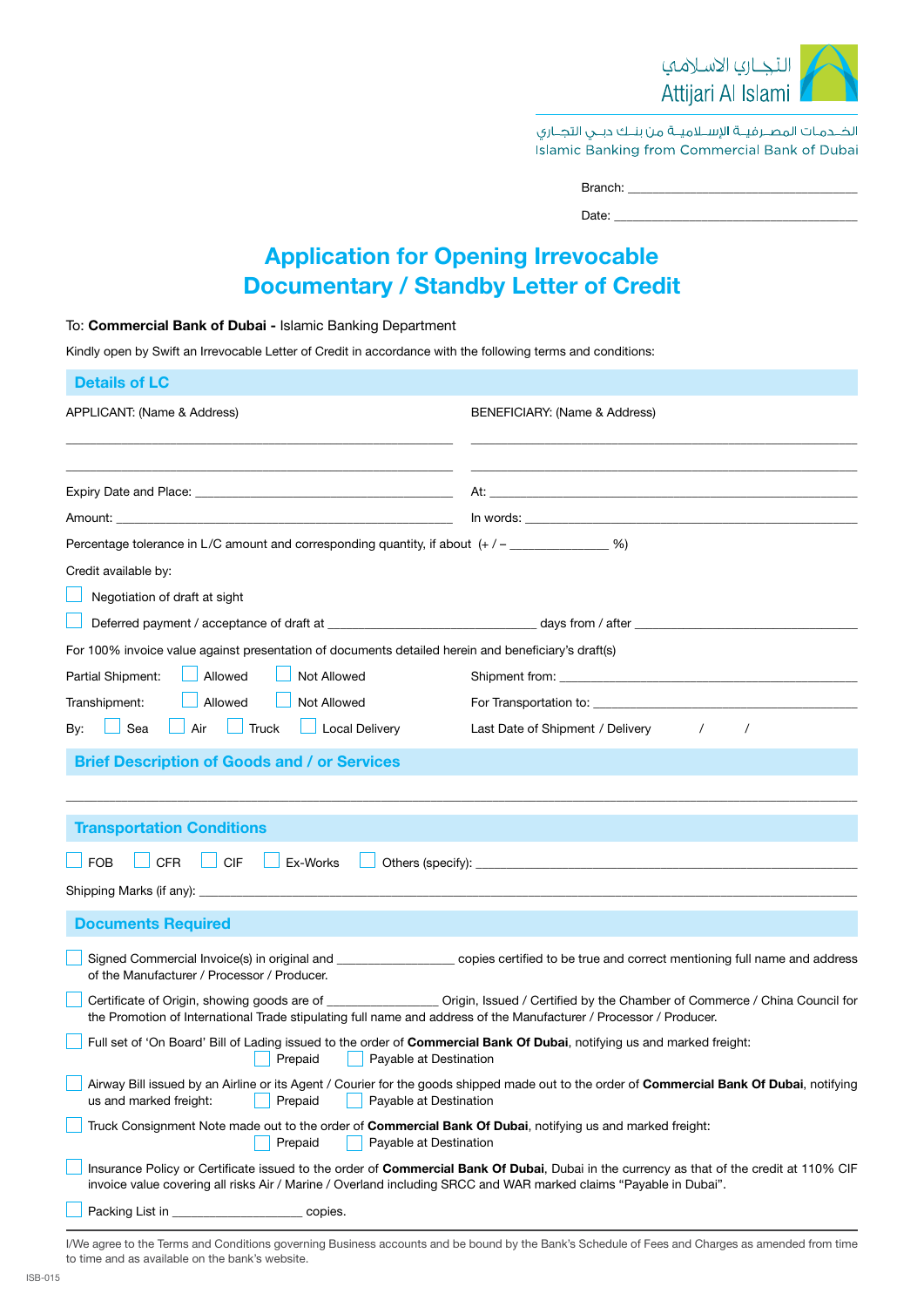التجاري الاسلامي
Attijari Al Islami

الخدمات المصرفية الإسلامية من بنك دبي التجاري
Islamic Banking from Commercial Bank of Dubai

Branch: ___________________________________

Date: ___________________________________

# Application for Opening Irrevocable Documentary / Standby Letter of Credit

To: **Commercial Bank of Dubai -** Islamic Banking Department

Kindly open by Swift an Irrevocable Letter of Credit in accordance with the following terms and conditions:

## Details of LC

APPLICANT: (Name & Address)

_______________________________________________

_______________________________________________

BENEFICIARY: (Name & Address)

_______________________________________________

_______________________________________________

Expiry Date and Place: _______________________________ At: _______________________________

Amount: _______________________________ In words: _______________________________

Percentage tolerance in L/C amount and corresponding quantity, if about (+ / – ______________ %)

Credit available by:

☐ Negotiation of draft at sight

☐ Deferred payment / acceptance of draft at ______________________ days from / after ______________________

For 100% invoice value against presentation of documents detailed herein and beneficiary's draft(s)

Partial Shipment: ☐ Allowed ☐ Not Allowed

Shipment from: _______________________________

Transhipment: ☐ Allowed ☐ Not Allowed

For Transportation to: _______________________________

By: ☐ Sea ☐ Air ☐ Truck ☐ Local Delivery

Last Date of Shipment / Delivery / /

## Brief Description of Goods and / or Services

_______________________________________________________________________________

## Transportation Conditions

☐ FOB ☐ CFR ☐ CIF ☐ Ex-Works ☐ Others (specify): _______________________________

Shipping Marks (if any): _______________________________________________

## Documents Required

☐ Signed Commercial Invoice(s) in original and ______________ copies certified to be true and correct mentioning full name and address of the Manufacturer / Processor / Producer.

☐ Certificate of Origin, showing goods are of ______________ Origin, Issued / Certified by the Chamber of Commerce / China Council for the Promotion of International Trade stipulating full name and address of the Manufacturer / Processor / Producer.

☐ Full set of 'On Board' Bill of Lading issued to the order of **Commercial Bank Of Dubai**, notifying us and marked freight:
☐ Prepaid ☐ Payable at Destination

☐ Airway Bill issued by an Airline or its Agent / Courier for the goods shipped made out to the order of **Commercial Bank Of Dubai**, notifying us and marked freight: ☐ Prepaid ☐ Payable at Destination

☐ Truck Consignment Note made out to the order of **Commercial Bank Of Dubai**, notifying us and marked freight:
☐ Prepaid ☐ Payable at Destination

☐ Insurance Policy or Certificate issued to the order of **Commercial Bank Of Dubai**, Dubai in the currency as that of the credit at 110% CIF invoice value covering all risks Air / Marine / Overland including SRCC and WAR marked claims "Payable in Dubai".

☐ Packing List in ________________ copies.

I/We agree to the Terms and Conditions governing Business accounts and be bound by the Bank's Schedule of Fees and Charges as amended from time to time and as available on the bank's website.

ISB-015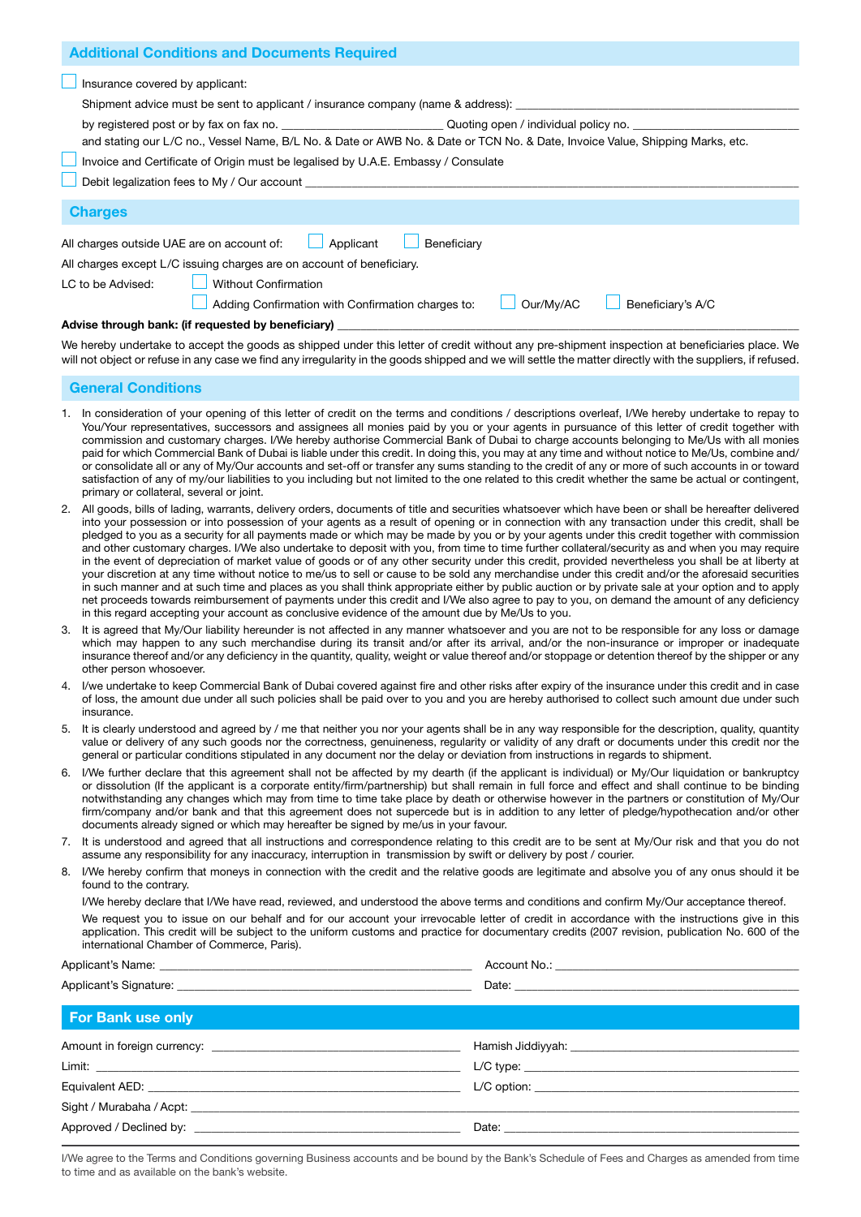## Additional Conditions and Documents Required

☐ Insurance covered by applicant:

Shipment advice must be sent to applicant / insurance company (name & address): ______________________________

by registered post or by fax on fax no. ______________________ Quoting open / individual policy no. ______________________

and stating our L/C no., Vessel Name, B/L No. & Date or AWB No. & Date or TCN No. & Date, Invoice Value, Shipping Marks, etc.

☐ Invoice and Certificate of Origin must be legalised by U.A.E. Embassy / Consulate

☐ Debit legalization fees to My / Our account ______________________________

## Charges

All charges outside UAE are on account of: ☐ Applicant ☐ Beneficiary

All charges except L/C issuing charges are on account of beneficiary.

LC to be Advised: ☐ Without Confirmation

☐ Adding Confirmation with Confirmation charges to: ☐ Our/My/AC ☐ Beneficiary's A/C

**Advise through bank: (if requested by beneficiary)** ______________________________

We hereby undertake to accept the goods as shipped under this letter of credit without any pre-shipment inspection at beneficiaries place. We will not object or refuse in any case we find any irregularity in the goods shipped and we will settle the matter directly with the suppliers, if refused.

## General Conditions

1. In consideration of your opening of this letter of credit on the terms and conditions / descriptions overleaf, I/We hereby undertake to repay to You/Your representatives, successors and assignees all monies paid by you or your agents in pursuance of this letter of credit together with commission and customary charges. I/We hereby authorise Commercial Bank of Dubai to charge accounts belonging to Me/Us with all monies paid for which Commercial Bank of Dubai is liable under this credit. In doing this, you may at any time and without notice to Me/Us, combine and/or consolidate all or any of My/Our accounts and set-off or transfer any sums standing to the credit of any or more of such accounts in or toward satisfaction of any of my/our liabilities to you including but not limited to the one related to this credit whether the same be actual or contingent, primary or collateral, several or joint.
2. All goods, bills of lading, warrants, delivery orders, documents of title and securities whatsoever which have been or shall be hereafter delivered into your possession or into possession of your agents as a result of opening or in connection with any transaction under this credit, shall be pledged to you as a security for all payments made or which may be made by you or by your agents under this credit together with commission and other customary charges. I/We also undertake to deposit with you, from time to time further collateral/security as and when you may require in the event of depreciation of market value of goods or of any other security under this credit, provided nevertheless you shall be at liberty at your discretion at any time without notice to me/us to sell or cause to be sold any merchandise under this credit and/or the aforesaid securities in such manner and at such time and places as you shall think appropriate either by public auction or by private sale at your option and to apply net proceeds towards reimbursement of payments under this credit and I/We also agree to pay to you, on demand the amount of any deficiency in this regard accepting your account as conclusive evidence of the amount due by Me/Us to you.
3. It is agreed that My/Our liability hereunder is not affected in any manner whatsoever and you are not to be responsible for any loss or damage which may happen to any such merchandise during its transit and/or after its arrival, and/or the non-insurance or improper or inadequate insurance thereof and/or any deficiency in the quantity, quality, weight or value thereof and/or stoppage or detention thereof by the shipper or any other person whosoever.
4. I/we undertake to keep Commercial Bank of Dubai covered against fire and other risks after expiry of the insurance under this credit and in case of loss, the amount due under all such policies shall be paid over to you and you are hereby authorised to collect such amount due under such insurance.
5. It is clearly understood and agreed by / me that neither you nor your agents shall be in any way responsible for the description, quality, quantity value or delivery of any such goods nor the correctness, genuineness, regularity or validity of any draft or documents under this credit nor the general or particular conditions stipulated in any document nor the delay or deviation from instructions in regards to shipment.
6. I/We further declare that this agreement shall not be affected by my dearth (if the applicant is individual) or My/Our liquidation or bankruptcy or dissolution (If the applicant is a corporate entity/firm/partnership) but shall remain in full force and effect and shall continue to be binding notwithstanding any changes which may from time to time take place by death or otherwise however in the partners or constitution of My/Our firm/company and/or bank and that this agreement does not supercede but is in addition to any letter of pledge/hypothecation and/or other documents already signed or which may hereafter be signed by me/us in your favour.
7. It is understood and agreed that all instructions and correspondence relating to this credit are to be sent at My/Our risk and that you do not assume any responsibility for any inaccuracy, interruption in transmission by swift or delivery by post / courier.
8. I/We hereby confirm that moneys in connection with the credit and the relative goods are legitimate and absolve you of any onus should it be found to the contrary.

   I/We hereby declare that I/We have read, reviewed, and understood the above terms and conditions and confirm My/Our acceptance thereof.

   We request you to issue on our behalf and for our account your irrevocable letter of credit in accordance with the instructions give in this application. This credit will be subject to the uniform customs and practice for documentary credits (2007 revision, publication No. 600 of the international Chamber of Commerce, Paris).

Applicant's Name: ______________________________ Account No.: ______________________________

Applicant's Signature: ______________________________ Date: ______________________________

## For Bank use only

Amount in foreign currency: ______________________ Hamish Jiddiyyah: ______________________

Limit: ______________________ L/C type: ______________________

Equivalent AED: ______________________ L/C option: ______________________

Sight / Murabaha / Acpt: ______________________________

Approved / Declined by: ______________________ Date: ______________________

I/We agree to the Terms and Conditions governing Business accounts and be bound by the Bank's Schedule of Fees and Charges as amended from time to time and as available on the bank's website.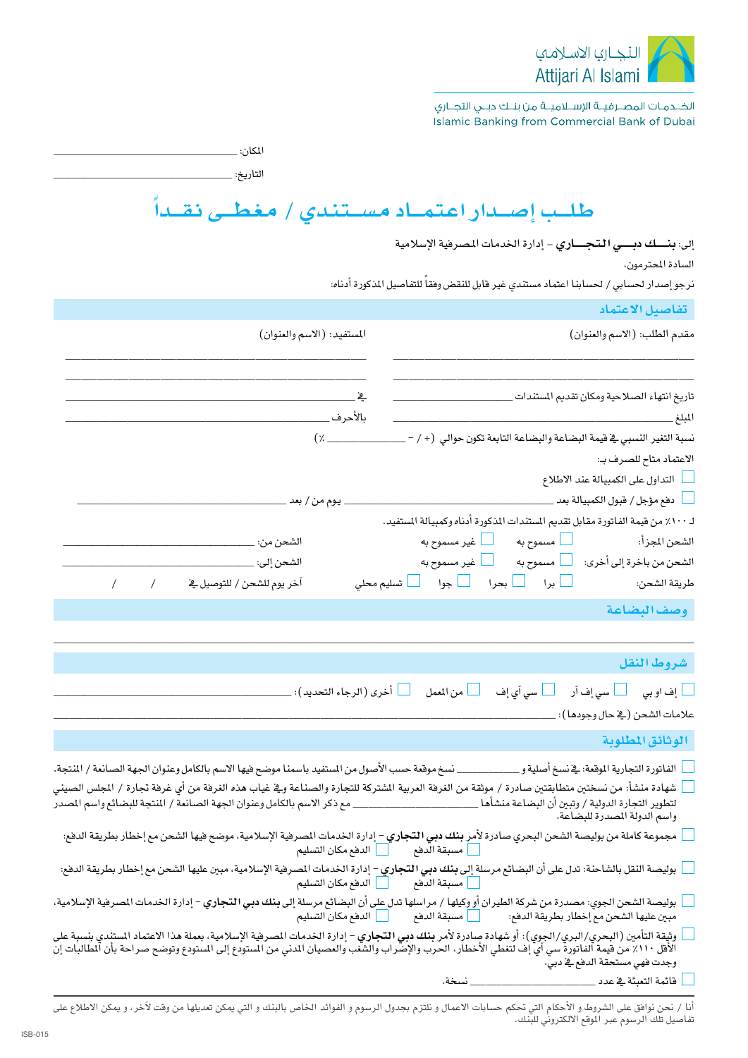التجـاري الاسلامي
Attijari Al Islami

الخـدمـات المصـرفيـة الإسـلاميـة من بنـك دبـي التجـاري
Islamic Banking from Commercial Bank of Dubai

المكان: ______________________________

التاريخ: ______________________________

# طلـب إصـدار اعتمـاد مسـتندي / مغطـى نقـداً

إلى: **بنـك دبـي التجـاري** - إدارة الخدمات المصرفية الإسلامية

السادة المحترمون،

نرجو إصدار لحسابي / لحسابنا اعتماد مستندي غير قابل للنقض وفقاً للتفاصيل المذكورة أدناه:

## تفاصيل الاعتماد

مقدم الطلب: (الاسم والعنوان) ______________________________

المستفيد: (الاسم والعنوان) ______________________________

تاريخ انتهاء الصلاحية ومكان تقديم المستندات ______________ في ______________

المبلغ ______________ بالأحرف ______________

نسبة التغير النسبي في قيمة البضاعة والبضاعة التابعة تكون حوالي (+ / - ______________ ٪)

الاعتماد متاح للصرف بـ:

☐ التداول على الكمبيالة عند الاطلاع

☐ دفع مؤجل / قبول الكمبيالة بعد ______________ يوم من / بعد ______________

لـ ١٠٠٪ من قيمة الفاتورة مقابل تقديم المستندات المذكورة أدناه وكمبيالة المستفيد.

الشحن المجزأ: ☐ مسموح به ☐ غير مسموح به الشحن من: ______________

الشحن من باخرة إلى أخرى: ☐ مسموح به ☐ غير مسموح به الشحن إلى: ______________

طريقة الشحن: ☐ برا ☐ بحرا ☐ جوا ☐ تسليم محلي آخر يوم للشحن / للتوصيل في / /

## وصف البضاعة

______________________________

## شروط النقل

☐ إف او بي ☐ سي إف آر ☐ سي آي إف ☐ من المعمل ☐ أخرى (الرجاء التحديد): ______________

علامات الشحن (في حال وجودها): ______________

## الوثائق المطلوبة

☐ الفاتورة التجارية الموقعة: في نسخ أصلية و ______________ نسخ موقعة حسب الأصول من المستفيد باسمنا موضح فيها الاسم بالكامل وعنوان الجهة الصانعة / المنتجة.

☐ شهادة منشأ: من نسختين متطابقتين صادرة / موثقة من الغرفة العربية المشتركة للتجارة والصناعة وفي غياب هذه الغرفة من أي غرفة تجارة / المجلس الصيني لتطوير التجارة الدولية / وتبين أن البضاعة منشأها ______________ مع ذكر الاسم بالكامل وعنوان الجهة الصانعة / المنتجة للبضائع واسم المصدر واسم الدولة المصدرة للبضاعة.

☐ مجموعة كاملة من بوليصة الشحن البحري صادرة لأمر **بنك دبي التجاري** - إدارة الخدمات المصرفية الإسلامية، موضح فيها الشحن مع إخطار بطريقة الدفع:
☐ مسبقة الدفع ☐ الدفع مكان التسليم

☐ بوليصة النقل بالشاحنة: تدل على أن البضائع مرسلة إلى **بنك دبي التجاري** - إدارة الخدمات المصرفية الإسلامية، مبين عليها الشحن مع إخطار بطريقة الدفع:
☐ مسبقة الدفع ☐ الدفع مكان التسليم

☐ بوليصة الشحن الجوي: مصدرة من شركة الطيران أو وكيلها / مراسلها تدل على أن البضائع مرسلة إلى **بنك دبي التجاري** - إدارة الخدمات المصرفية الإسلامية، مبين عليها الشحن مع إخطار بطريقة الدفع: ☐ مسبقة الدفع ☐ الدفع مكان التسليم

☐ وثيقة التأمين (البحري/البري/الجوي): أو شهادة صادرة لأمر **بنك دبي التجاري** - إدارة الخدمات المصرفية الإسلامية، بعملة هذا الاعتماد المستندي بنسبة على الأقل ١١٠٪ من قيمة الفاتورة سي آي إف لتغطي الأخطار، الحرب والإضراب والشغب والعصيان المدني من المستودع إلى المستودع وتوضح صراحة بأن المطالبات إن وجدت فهي مستحقة الدفع في دبي.

☐ قائمة التعبئة في عدد ______________ نسخة.

---

أنا / نحن نوافق على الشروط و الأحكام التي تحكم حسابات الاعمال و نلتزم بجدول الرسوم و الفوائد الخاص بالبنك و التي يمكن تعديلها من وقت لآخر، و يمكن الاطلاع على تفاصيل تلك الرسوم عبر الموقع الالكتروني للبنك.

ISB-015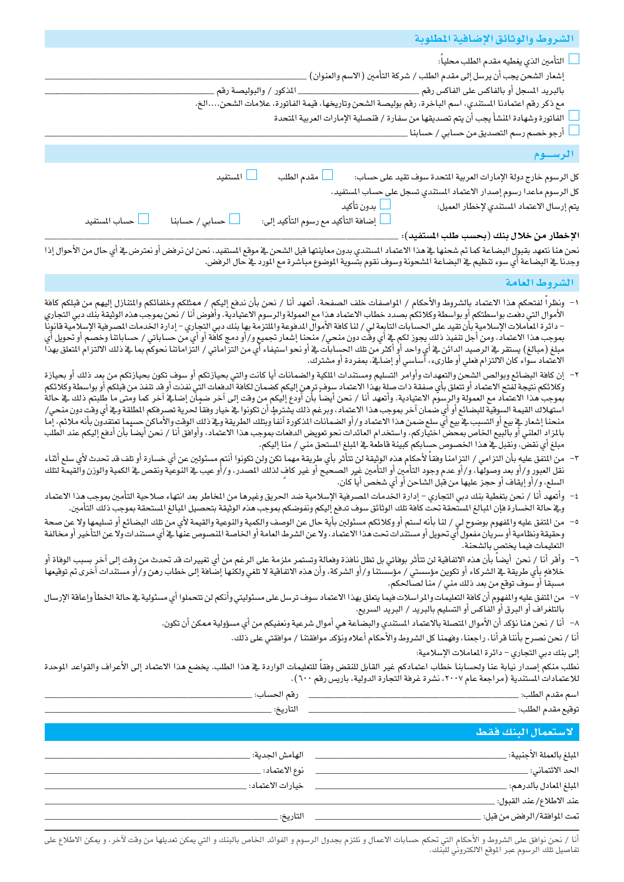## الشروط والوثائق الإضافية المطلوبة

☐ التأمين الذي يغطيه مقدم الطلب محلياً:

إشعار الشحن يجب أن يرسل إلى مقدم الطلب / شركة التأمين (الاسم والعنوان) ________________________________

بالبريد المسجل أو بالفاكس على الفاكس رقم ________________ المذكور / والبوليصة رقم ________________

مع ذكر رقم اعتمادنا المستندي، اسم الباخرة، رقم بوليصة الشحن وتاريخها، قيمة الفاتورة، علامات الشحن....الخ.

☐ الفاتورة وشهادة المنشأ يجب أن يتم تصديقها من سفارة / قنصلية الإمارات العربية المتحدة

☐ أرجو خصم رسم التصديق من حسابي / حسابنا ________________________________

## الرســـوم

كل الرسوم خارج دولة الإمارات العربية المتحدة سوف تقيد على حساب: ☐ مقدم الطلب ☐ المستفيد

كل الرسوم ماعدا رسوم إصدار الاعتماد المستندي تسجل على حساب المستفيد.

يتم إرسال الاعتماد المستندي لإخطار العميل: ☐ بدون تأكيد

☐ إضافة التأكيد مع رسوم التأكيد إلى: ☐ حسابي / حسابنا ☐ حساب المستفيد

**الإخطار من خلال بنك (بحسب طلب المستفيد):** ________________________________

نحن هنا نتعهد بقبول البضاعة كما تم شحنها في هذا الاعتماد المستندي بدون معاينتها قبل الشحن في موقع المستفيد. نحن لن نرفض أو نعترض في أي حال من الأحوال إذا وجدنا في البضاعة أي سوء تنظيم في البضاعة المشحونة وسوف نقوم بتسوية الموضوع مباشرة مع المورد في حال الرفض.

## الشروط العامة

١- ونظراً لفتحكم هذا الاعتماد بالشروط والأحكام / المواصفات خلف الصفحة، أتعهد أنا / نحن بأن ندفع إليكم / ممثلكم وخلفائكم والمتنازل إليهم من قبلكم كافة الأموال التي دفعت بواسطتكم أو بواسطة وكلائكم بصدد خطاب الاعتماد هذا مع العمولة والرسوم الاعتيادية. وأفوض أنا / نحن بموجب هذه الوثيقة بنك دبي التجاري – دائرة المعاملات الإسلامية بأن تقيد على الحسابات التابعة لي / لنا كافة الأموال المدفوعة والملتزمة بها بنك دبي التجاري – إدارة الخدمات المصرفية الإسلامية قانوناً بموجب هذا الاعتماد. ومن أجل تنفيذ ذلك يجوز لكم في أي وقت دون منحي/ منحنا إشعار تجميع و/أو دمج كافة أو أي من حساباتي / حساباتنا وخصم أو تحويل أي مبلغ (مبالغ) يستقر في الرصيد الدائن في أي واحد أو أكثر من تلك الحسابات في أو نحو استيفاء أي من التزاماتي / التزاماتنا نحوكم بما في ذلك الالتزام المتعلق بهذا الاعتماد سواء كان الالتزام فعلي أو طارىء، أساسي أو إضافي، بمفردة أو مشترك.

٢- إن كافة البضائع وبوالص الشحن والتعهدات وأوامر التسليم ومستندات الملكية والضمانات أيا كانت والتي بحيازتكم أو سوف تكون بحيازتكم من بعد ذلك أو بحيازة وكلائكم نتيجة لفتح الاعتماد أو تتعلق بأي صفقة ذات صلة بهذا الاعتماد سوف ترهن إليكم كضمان لكافة الدفعات التي نفذت أو قد تنفذ من قبلكم أو بواسطة وكلائكم بموجب هذا الاعتماد مع العمولة والرسوم الاعتيادية. وأتعهد أنا / نحن أيضاً بأن أودع إليكم من وقت إلى آخر ضمان إضافي آخر كما ومتى ما طلبتم ذلك في حالة استهلاك القيمة السوقية للبضائع أو أي ضمان آخر بموجب هذا الاعتماد، وبرغم ذلك يشترط أن تكونوا في خيار وفقاً لحرية تصرفكم المطلقة وفي أي وقت دون منحي/ منحنا إشعار في بيع أو التسبب في بيع أي سلع ضمن هذا الاعتماد و/أو الضمانات المذكورة آنفاً وبتلك الطريقة وفي ذلك الوقت والأماكن حسبما تعتقدون بأنه ملائم، إما بالمزاد العلني أو بالبيع الخاص بمحض اختياركم، واستخدام العائدات نحو تعويض الدفعات بموجب هذا الاعتماد، وأوافق أنا / نحن أيضاً بأن أدفع إليكم عند الطلب مبلغ أي نقض، ونقبل في هذا الخصوص حسابكم كبينة قاطعة في المبلغ المستحق مني / منا إليكم.

٣- من المتفق عليه بأن التزامي / التزامنا وفقاً لأحكام هذه الوثيقة لن تتأثر بأي طريقة مهما تكن ولن تكونوا أنتم مسئولين عن أي خسارة أو تلف قد تحدث لأي سلع أثناء نقل العبور و/أو بعد وصولها، و/أو عدم وجود التأمين أو التأمين غير الصحيح أو غير كافٍ لذلك المصدر، و/أو عيب في النوعية ونقص في الكمية والوزن والقيمة لتلك السلع، و/أو إيقاف أو حجز عليها من قبل الشاحن أو أي شخص أيا كان.

٤- وأتعهد أنا / نحن بتغطية بنك دبي التجاري – إدارة الخدمات المصرفية الإسلامية ضد الحريق وغيرها من المخاطر بعد انتهاء صلاحية التأمين بموجب هذا الاعتماد وفي حالة الخسارة فإن المبالغ المستحقة تحت كافة تلك الوثائق سوف تدفع إليكم ونفوضكم بموجب هذه الوثيقة بتحصيل المبالغ المستحقة بموجب ذلك التأمين.

٥- من المتفق عليه والمفهوم بوضوح لي / لنا بأنه لستم أو وكلائكم مسئولين بأية حال عن الوصف والكمية والنوعية والقيمة لأي من تلك البضائع أو تسليمها ولا عن صحة وحقيقة ونظامية أو سريان مفعول أي تحويل أو مستندات تحت هذا الاعتماد، ولا عن الشرط العامة أو الخاصة المنصوص عنها في أي مستندات ولا عن التأخير أو مخالفة التعليمات فيما يختص بالشحنة.

٦- وأقر أنا / نحن أيضاً بأن هذه الاتفاقية لن تتأثر بوفاتي بل تظل نافذة وفعالة وتستمر ملزمة على الرغم من أي تغييرات قد تحدث من وقت إلى آخر بسبب الوفاة أو خلافه بأي طريقة في الشركاء أو تكوين مؤسستي / مؤسستنا و/أو الشركة، وأن هذه الاتفاقية لا تلغي ولكنها إضافة إلى خطاب رهن و/أو مستندات أخرى تم توقيعها مسبقاً أو سوف توقع من بعد ذلك مني / منا لصالحكم.

٧- من المتفق عليه والمفهوم أن كافة التعليمات والمراسلات فيما يتعلق بهذا الاعتماد سوف ترسل على مسئوليتي وأنكم لن تتحملوا أي مسئولية في حالة الخطأ وإعاقة الإرسال بالتلغراف أو البرق أو الفاكس أو التسليم بالبريد / البريد السريع.

٨- أنا / نحن هنا نؤكد أن الأموال المتصلة بالاعتماد المستندي والبضاعة هي أموال شرعية ونعفيكم من أي مسؤولية ممكن أن تكون.

أنا / نحن نصرح بأننا قرأنا، راجعنا، وفهمنا كل الشروط والأحكام أعلاه ونؤكد موافقتنا / موافقتي على ذلك.

إلى بنك دبي التجاري – دائرة المعاملات الإسلامية:

نطلب منكم إصدار نيابة عنا ولحسابنا خطاب اعتمادكم غير القابل للنقض وفقاً للتعليمات الواردة في هذا الطلب. يخضع هذا الاعتماد إلى الأعراف والقواعد الموحدة للاعتمادات المستندية (مراجعة عام ٢٠٠٧، نشرة غرفة التجارة الدولية، باريس رقم ٦٠٠).

اسم مقدم الطلب: ________________ رقم الحساب: ________________

توقيع مقدم الطلب: ________________ التاريخ: ________________

## لاستعمال البنك فقط

المبلغ بالعملة الأجنبية: ________________ الهامش الجدية: ________________

الحد الائتماني: ________________ نوع الاعتماد: ________________

المبلغ المعادل بالدرهم: ________________ خيارات الاعتماد: ________________

عند الاطلاع/عند القبول: ________________________________

تمت الموافقة/الرفض من قبل: ________________ التاريخ: ________________

أنا / نحن نوافق على الشروط و الأحكام التي تحكم حسابات الاعمال و نلتزم بجدول الرسوم و الفوائد الخاص بالبنك و التي يمكن تعديلها من وقت لآخر، و يمكن الاطلاع على تفاصيل تلك الرسوم عبر الموقع الالكتروني للبنك.